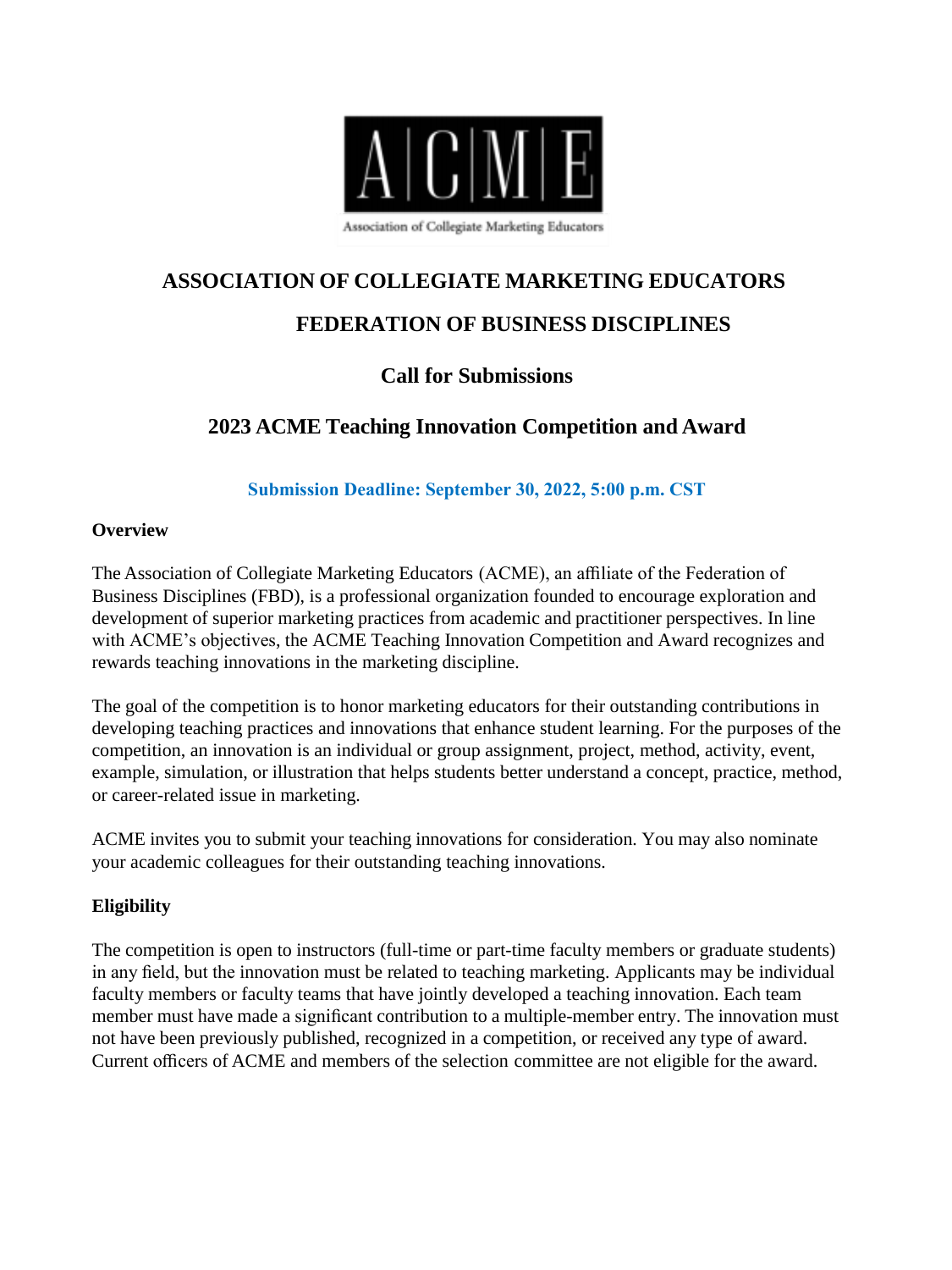# ASSOCIATION OF COLLEGIATE MARKETING EDUCATORS

## FEDERATION OF BUSINESS DISCIPLINES

## Call for Submissions

## 2023 ACME Teaching Innovation Competition and Award

**Submission Deadline: September 30, 2022, 5:00 p.m. CST**

**Overview**

The Association of Collegiate Marketing Educators (ACME), an affiliate of the Federation of Business Disciplines (FBD), is a professional organization founded to encourage exploration and development of superior marketing practices from academic and practitioner perspectives. In line with ACME's objectives, the ACME Teaching Innovation Competition and Award recognizes and rewards teaching innovations in the marketing discipline.

The goal of the competition is to honor marketing educators for their outstanding contributions in developing teaching practices and innovations that enhance student learning. For the purposes of the competition, an innovation is an individual or group assignment, project, method, activity, event, example, simulation, or illustration that helps students better understand a concept, practice, method, or career-related issue in marketing.

ACME invites you to submit your teaching innovations for consideration. You may also nominate your academic colleagues for their outstanding teaching innovations.

**Eligibility**

The competition is open to instructors (full-time or part-time faculty members or graduate students) in any field, but the innovation must be related to teaching marketing. Applicants may be individual faculty members or faculty teams that have jointly developed a teaching innovation. Each team member must have made a significant contribution to a multiple-member entry. The innovation must not have been previously published, recognized in a competition, or received any type of award. Current officers of ACME and members of the selection committee are not eligible for the award.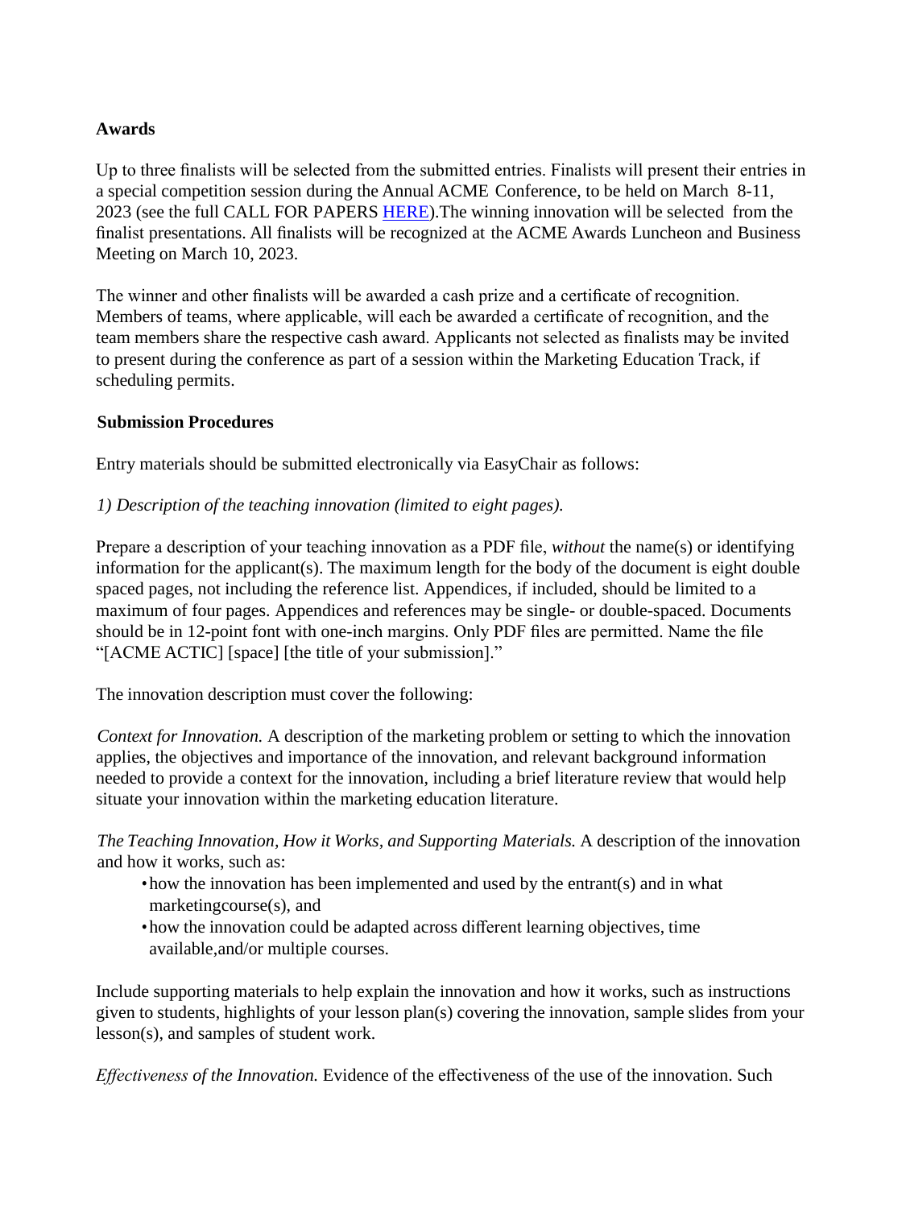**Awards**

Up to three finalists will be selected from the submitted entries. Finalists will present their entries in a special competition session during the Annual ACME Conference, to be held on March 8-11, 2023 (see the full CALL FOR PAPERS [HERE]).The winning innovation will be selected from the finalist presentations. All finalists will be recognized at the ACME Awards Luncheon and Business Meeting on March 10, 2023.

The winner and other finalists will be awarded a cash prize and a certificate of recognition. Members of teams, where applicable, will each be awarded a certificate of recognition, and the team members share the respective cash award. Applicants not selected as finalists may be invited to present during the conference as part of a session within the Marketing Education Track, if scheduling permits.

**Submission Procedures**

Entry materials should be submitted electronically via EasyChair as follows:

*1) Description of the teaching innovation (limited to eight pages).*

Prepare a description of your teaching innovation as a PDF file, *without* the name(s) or identifying information for the applicant(s). The maximum length for the body of the document is eight double spaced pages, not including the reference list. Appendices, if included, should be limited to a maximum of four pages. Appendices and references may be single- or double-spaced. Documents should be in 12-point font with one-inch margins. Only PDF files are permitted. Name the file "[ACME ACTIC] [space] [the title of your submission]."

The innovation description must cover the following:

*Context for Innovation.* A description of the marketing problem or setting to which the innovation applies, the objectives and importance of the innovation, and relevant background information needed to provide a context for the innovation, including a brief literature review that would help situate your innovation within the marketing education literature.

*The Teaching Innovation, How it Works, and Supporting Materials.* A description of the innovation and how it works, such as:

- how the innovation has been implemented and used by the entrant(s) and in what marketingcourse(s), and
- how the innovation could be adapted across different learning objectives, time available,and/or multiple courses.

Include supporting materials to help explain the innovation and how it works, such as instructions given to students, highlights of your lesson plan(s) covering the innovation, sample slides from your lesson(s), and samples of student work.

*Effectiveness of the Innovation.* Evidence of the effectiveness of the use of the innovation. Such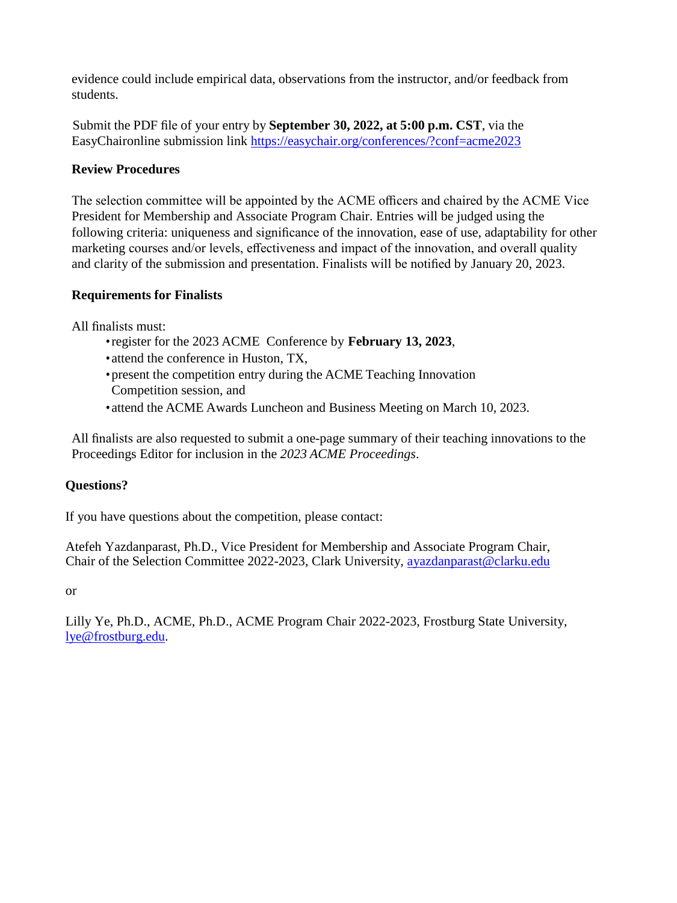evidence could include empirical data, observations from the instructor, and/or feedback from students.

Submit the PDF file of your entry by **September 30, 2022, at 5:00 p.m. CST**, via the EasyChaironline submission link https://easychair.org/conferences/?conf=acme2023

**Review Procedures**

The selection committee will be appointed by the ACME officers and chaired by the ACME Vice President for Membership and Associate Program Chair. Entries will be judged using the following criteria: uniqueness and significance of the innovation, ease of use, adaptability for other marketing courses and/or levels, effectiveness and impact of the innovation, and overall quality and clarity of the submission and presentation. Finalists will be notified by January 20, 2023.

**Requirements for Finalists**

All finalists must:

- register for the 2023 ACME Conference by **February 13, 2023**,
- attend the conference in Huston, TX,
- present the competition entry during the ACME Teaching Innovation Competition session, and
- attend the ACME Awards Luncheon and Business Meeting on March 10, 2023.

All finalists are also requested to submit a one-page summary of their teaching innovations to the Proceedings Editor for inclusion in the *2023 ACME Proceedings*.

**Questions?**

If you have questions about the competition, please contact:

Atefeh Yazdanparast, Ph.D., Vice President for Membership and Associate Program Chair, Chair of the Selection Committee 2022-2023, Clark University, ayazdanparast@clarku.edu

or

Lilly Ye, Ph.D., ACME, Ph.D., ACME Program Chair 2022-2023, Frostburg State University, lye@frostburg.edu.